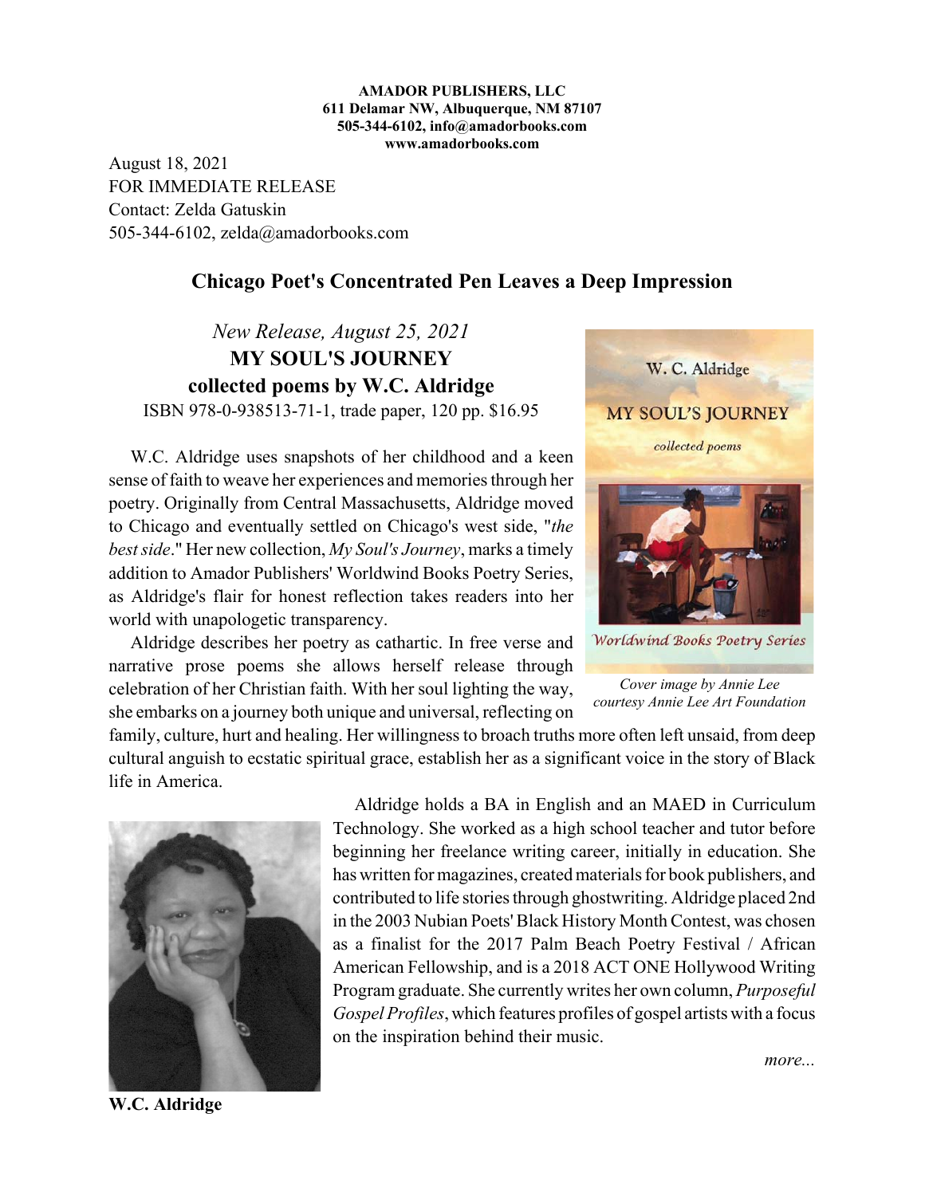**AMADOR PUBLISHERS, LLC**
**611 Delamar NW, Albuquerque, NM 87107**
**505-344-6102, info@amadorbooks.com**
**www.amadorbooks.com**

August 18, 2021
FOR IMMEDIATE RELEASE
Contact: Zelda Gatuskin
505-344-6102, zelda@amadorbooks.com

## Chicago Poet's Concentrated Pen Leaves a Deep Impression

*New Release, August 25, 2021*

**MY SOUL'S JOURNEY**

**collected poems by W.C. Aldridge**

ISBN 978-0-938513-71-1, trade paper, 120 pp. $16.95

W.C. Aldridge uses snapshots of her childhood and a keen sense of faith to weave her experiences and memories through her poetry. Originally from Central Massachusetts, Aldridge moved to Chicago and eventually settled on Chicago's west side, "*the best side*." Her new collection, *My Soul's Journey*, marks a timely addition to Amador Publishers' Worldwind Books Poetry Series, as Aldridge's flair for honest reflection takes readers into her world with unapologetic transparency.

Aldridge describes her poetry as cathartic. In free verse and narrative prose poems she allows herself release through celebration of her Christian faith. With her soul lighting the way, she embarks on a journey both unique and universal, reflecting on family, culture, hurt and healing. Her willingness to broach truths more often left unsaid, from deep cultural anguish to ecstatic spiritual grace, establish her as a significant voice in the story of Black life in America.

*Cover image by Annie Lee courtesy Annie Lee Art Foundation*

Aldridge holds a BA in English and an MAED in Curriculum Technology. She worked as a high school teacher and tutor before beginning her freelance writing career, initially in education. She has written for magazines, created materials for book publishers, and contributed to life stories through ghostwriting. Aldridge placed 2nd in the 2003 Nubian Poets' Black History Month Contest, was chosen as a finalist for the 2017 Palm Beach Poetry Festival / African American Fellowship, and is a 2018 ACT ONE Hollywood Writing Program graduate. She currently writes her own column, *Purposeful Gospel Profiles*, which features profiles of gospel artists with a focus on the inspiration behind their music.

**W.C. Aldridge**

*more...*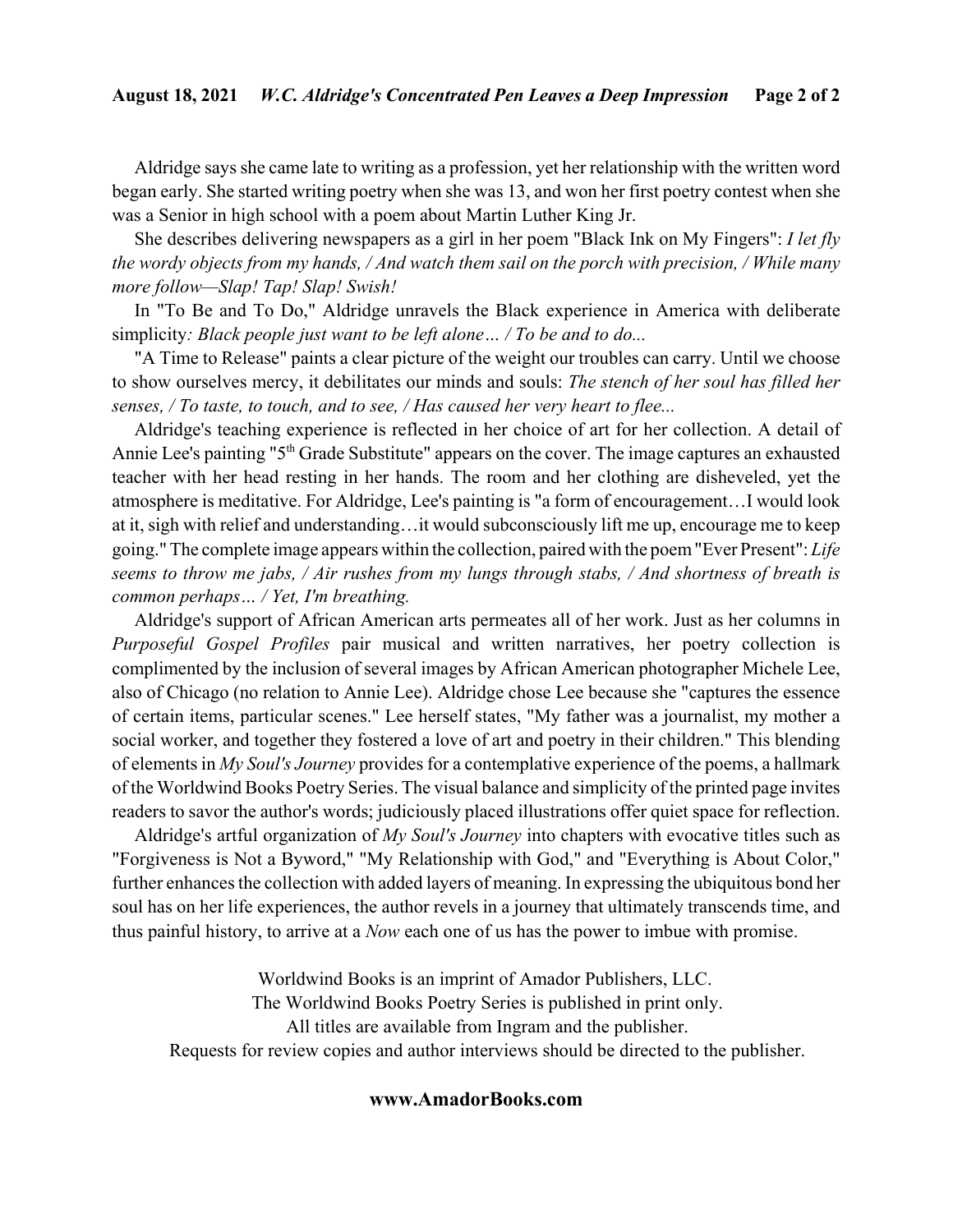Aldridge says she came late to writing as a profession, yet her relationship with the written word began early. She started writing poetry when she was 13, and won her first poetry contest when she was a Senior in high school with a poem about Martin Luther King Jr.

She describes delivering newspapers as a girl in her poem "Black Ink on My Fingers": *I let fly the wordy objects from my hands, / And watch them sail on the porch with precision, / While many more follow—Slap! Tap! Slap! Swish!*

In "To Be and To Do," Aldridge unravels the Black experience in America with deliberate simplicity*: Black people just want to be left alone… / To be and to do...*

"A Time to Release" paints a clear picture of the weight our troubles can carry. Until we choose to show ourselves mercy, it debilitates our minds and souls: *The stench of her soul has filled her senses, / To taste, to touch, and to see, / Has caused her very heart to flee...*

Aldridge's teaching experience is reflected in her choice of art for her collection. A detail of Annie Lee's painting "5th Grade Substitute" appears on the cover. The image captures an exhausted teacher with her head resting in her hands. The room and her clothing are disheveled, yet the atmosphere is meditative. For Aldridge, Lee's painting is "a form of encouragement…I would look at it, sigh with relief and understanding…it would subconsciously lift me up, encourage me to keep going." The complete image appears within the collection, paired with the poem "Ever Present": *Life seems to throw me jabs, / Air rushes from my lungs through stabs, / And shortness of breath is common perhaps… / Yet, I'm breathing.*

Aldridge's support of African American arts permeates all of her work. Just as her columns in *Purposeful Gospel Profiles* pair musical and written narratives, her poetry collection is complimented by the inclusion of several images by African American photographer Michele Lee, also of Chicago (no relation to Annie Lee). Aldridge chose Lee because she "captures the essence of certain items, particular scenes." Lee herself states, "My father was a journalist, my mother a social worker, and together they fostered a love of art and poetry in their children." This blending of elements in *My Soul's Journey* provides for a contemplative experience of the poems, a hallmark of the Worldwind Books Poetry Series. The visual balance and simplicity of the printed page invites readers to savor the author's words; judiciously placed illustrations offer quiet space for reflection.

Aldridge's artful organization of *My Soul's Journey* into chapters with evocative titles such as "Forgiveness is Not a Byword," "My Relationship with God," and "Everything is About Color," further enhances the collection with added layers of meaning. In expressing the ubiquitous bond her soul has on her life experiences, the author revels in a journey that ultimately transcends time, and thus painful history, to arrive at a *Now* each one of us has the power to imbue with promise.

Worldwind Books is an imprint of Amador Publishers, LLC.
The Worldwind Books Poetry Series is published in print only.
All titles are available from Ingram and the publisher.
Requests for review copies and author interviews should be directed to the publisher.

**www.AmadorBooks.com**